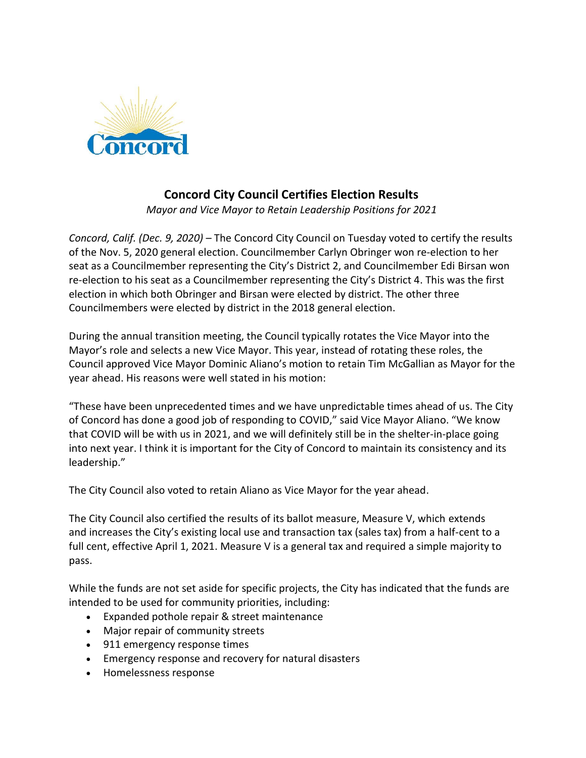Concord

# Concord City Council Certifies Election Results

*Mayor and Vice Mayor to Retain Leadership Positions for 2021*

*Concord, Calif. (Dec. 9, 2020)* – The Concord City Council on Tuesday voted to certify the results of the Nov. 5, 2020 general election. Councilmember Carlyn Obringer won re-election to her seat as a Councilmember representing the City's District 2, and Councilmember Edi Birsan won re-election to his seat as a Councilmember representing the City's District 4. This was the first election in which both Obringer and Birsan were elected by district. The other three Councilmembers were elected by district in the 2018 general election.

During the annual transition meeting, the Council typically rotates the Vice Mayor into the Mayor's role and selects a new Vice Mayor. This year, instead of rotating these roles, the Council approved Vice Mayor Dominic Aliano's motion to retain Tim McGallian as Mayor for the year ahead. His reasons were well stated in his motion:

"These have been unprecedented times and we have unpredictable times ahead of us. The City of Concord has done a good job of responding to COVID," said Vice Mayor Aliano. "We know that COVID will be with us in 2021, and we will definitely still be in the shelter-in-place going into next year. I think it is important for the City of Concord to maintain its consistency and its leadership."

The City Council also voted to retain Aliano as Vice Mayor for the year ahead.

The City Council also certified the results of its ballot measure, Measure V, which extends and increases the City's existing local use and transaction tax (sales tax) from a half-cent to a full cent, effective April 1, 2021. Measure V is a general tax and required a simple majority to pass.

While the funds are not set aside for specific projects, the City has indicated that the funds are intended to be used for community priorities, including:

- Expanded pothole repair & street maintenance
- Major repair of community streets
- 911 emergency response times
- Emergency response and recovery for natural disasters
- Homelessness response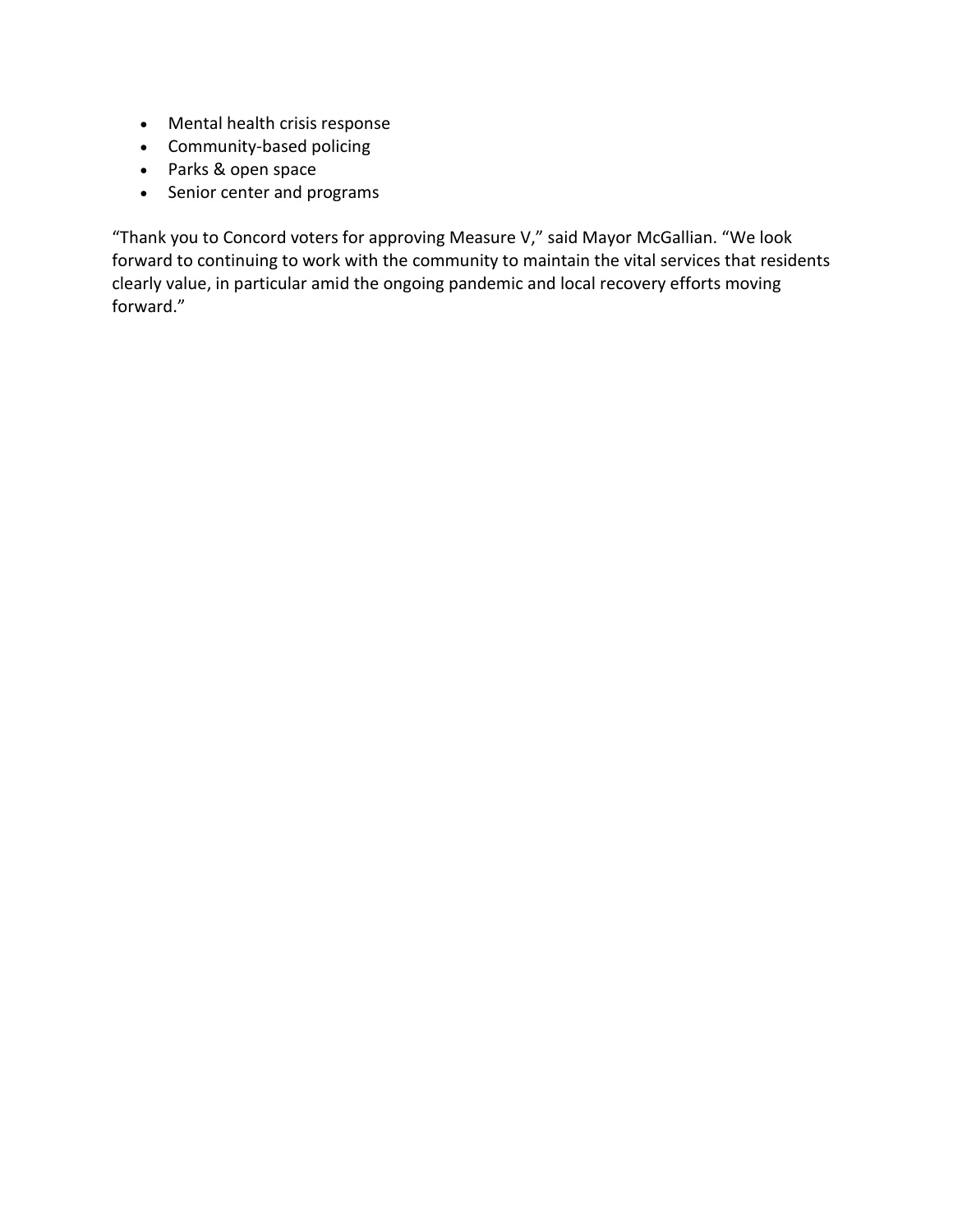- Mental health crisis response
- Community-based policing
- Parks & open space
- Senior center and programs

"Thank you to Concord voters for approving Measure V," said Mayor McGallian. "We look forward to continuing to work with the community to maintain the vital services that residents clearly value, in particular amid the ongoing pandemic and local recovery efforts moving forward."